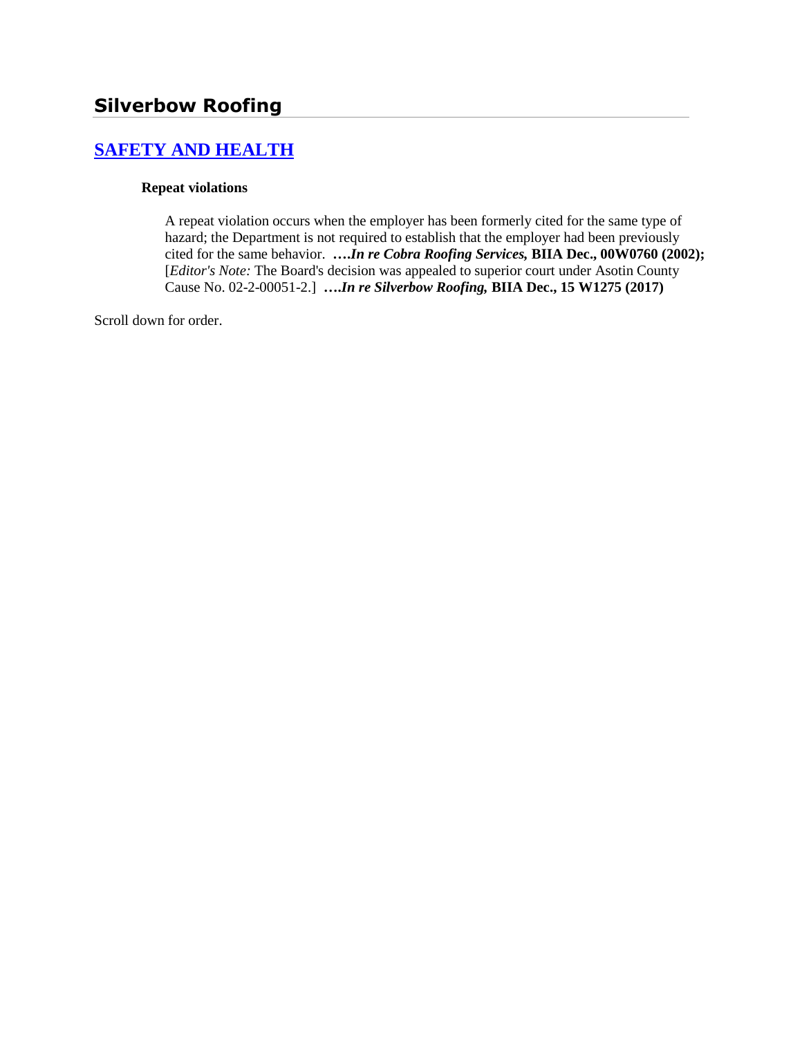# Silverbow Roofing

## SAFETY AND HEALTH

### Repeat violations

A repeat violation occurs when the employer has been formerly cited for the same type of hazard; the Department is not required to establish that the employer had been previously cited for the same behavior. **….*In re Cobra Roofing Services,* BIIA Dec., 00W0760 (2002);** [*Editor's Note:* The Board's decision was appealed to superior court under Asotin County Cause No. 02-2-00051-2.] **….*In re Silverbow Roofing,* BIIA Dec., 15 W1275 (2017)**

Scroll down for order.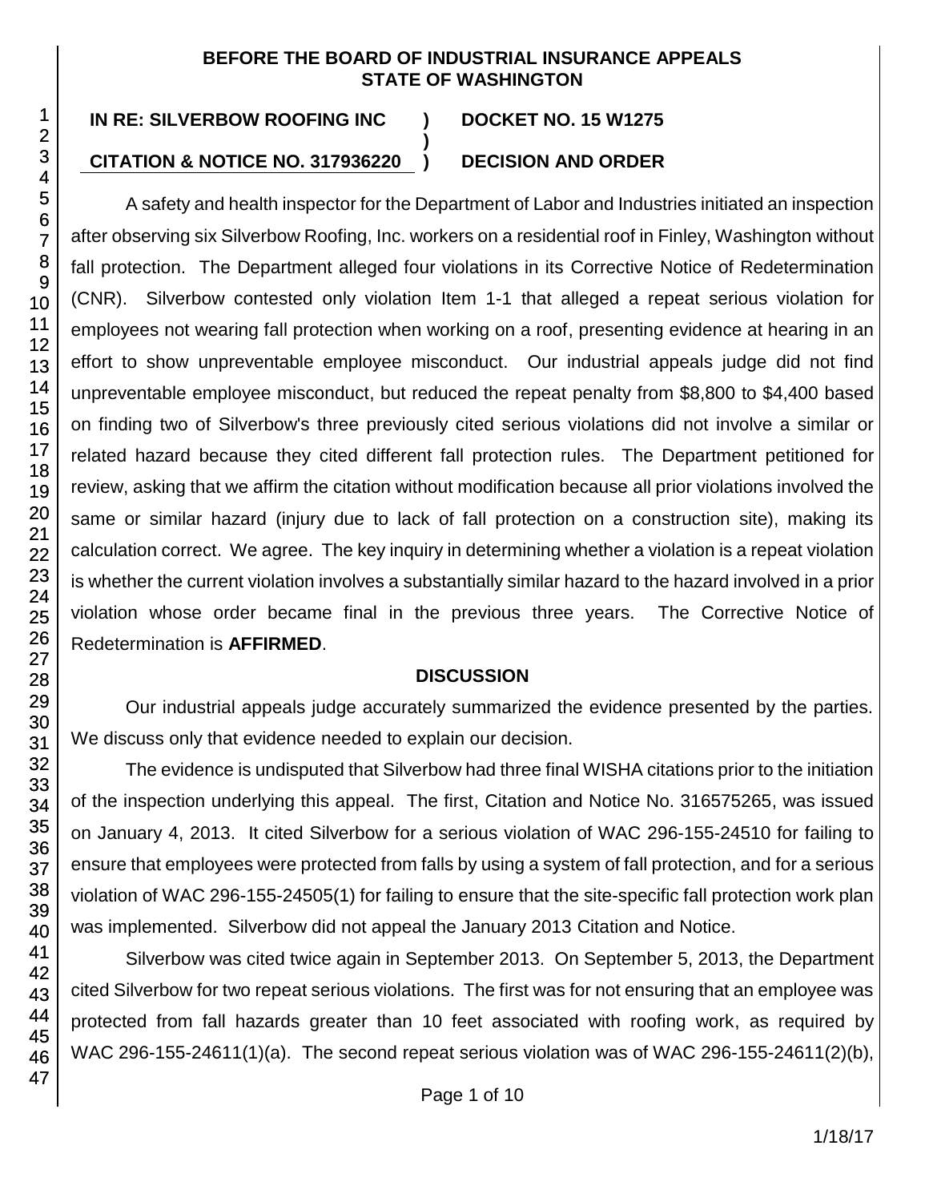**BEFORE THE BOARD OF INDUSTRIAL INSURANCE APPEALS**
**STATE OF WASHINGTON**

**IN RE: SILVERBOW ROOFING INC ) DOCKET NO. 15 W1275**
**)**
**CITATION & NOTICE NO. 317936220 ) DECISION AND ORDER**

A safety and health inspector for the Department of Labor and Industries initiated an inspection after observing six Silverbow Roofing, Inc. workers on a residential roof in Finley, Washington without fall protection. The Department alleged four violations in its Corrective Notice of Redetermination (CNR). Silverbow contested only violation Item 1-1 that alleged a repeat serious violation for employees not wearing fall protection when working on a roof, presenting evidence at hearing in an effort to show unpreventable employee misconduct. Our industrial appeals judge did not find unpreventable employee misconduct, but reduced the repeat penalty from $8,800 to $4,400 based on finding two of Silverbow's three previously cited serious violations did not involve a similar or related hazard because they cited different fall protection rules. The Department petitioned for review, asking that we affirm the citation without modification because all prior violations involved the same or similar hazard (injury due to lack of fall protection on a construction site), making its calculation correct. We agree. The key inquiry in determining whether a violation is a repeat violation is whether the current violation involves a substantially similar hazard to the hazard involved in a prior violation whose order became final in the previous three years. The Corrective Notice of Redetermination is **AFFIRMED**.

## DISCUSSION

Our industrial appeals judge accurately summarized the evidence presented by the parties. We discuss only that evidence needed to explain our decision.

The evidence is undisputed that Silverbow had three final WISHA citations prior to the initiation of the inspection underlying this appeal. The first, Citation and Notice No. 316575265, was issued on January 4, 2013. It cited Silverbow for a serious violation of WAC 296-155-24510 for failing to ensure that employees were protected from falls by using a system of fall protection, and for a serious violation of WAC 296-155-24505(1) for failing to ensure that the site-specific fall protection work plan was implemented. Silverbow did not appeal the January 2013 Citation and Notice.

Silverbow was cited twice again in September 2013. On September 5, 2013, the Department cited Silverbow for two repeat serious violations. The first was for not ensuring that an employee was protected from fall hazards greater than 10 feet associated with roofing work, as required by WAC 296-155-24611(1)(a). The second repeat serious violation was of WAC 296-155-24611(2)(b),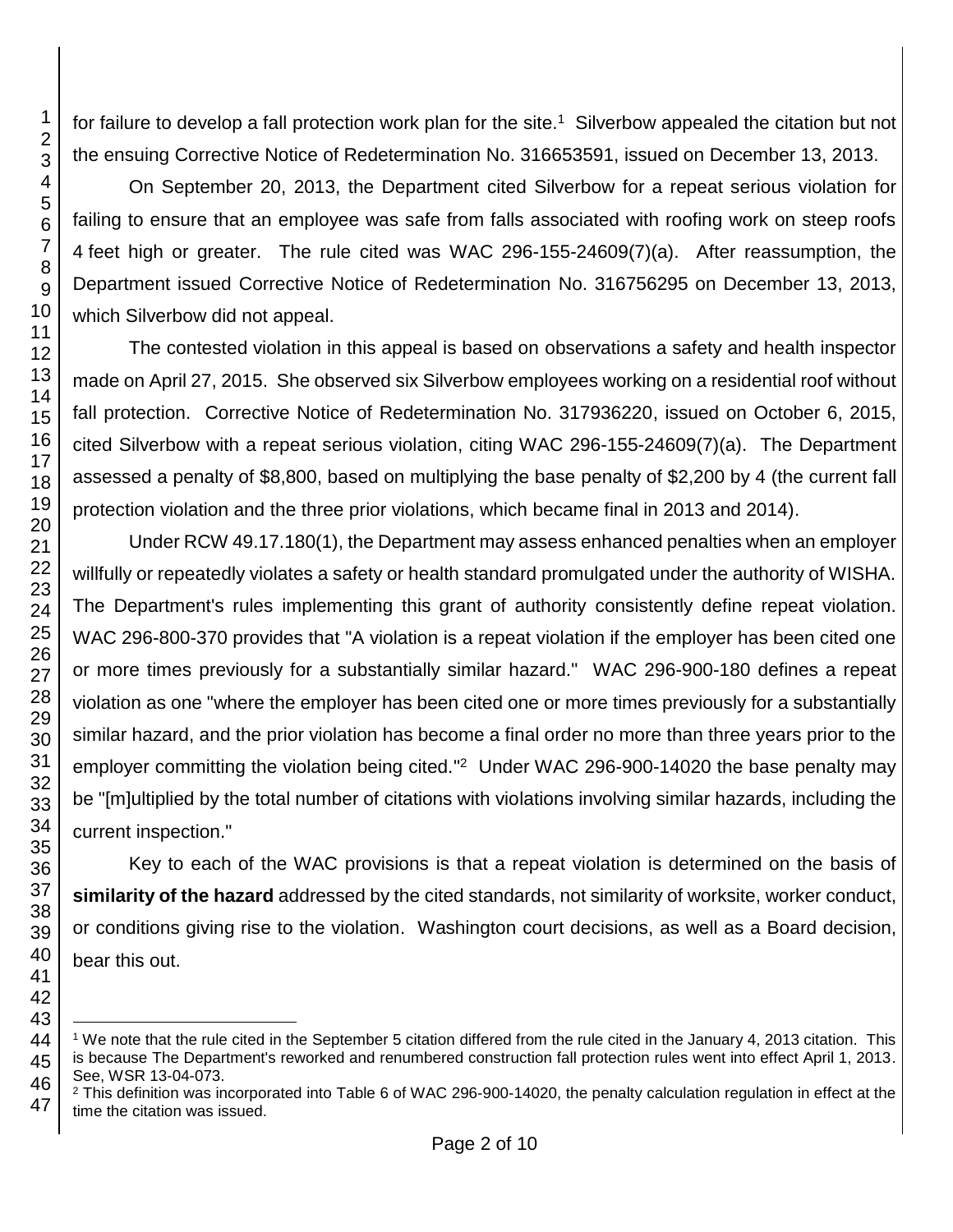for failure to develop a fall protection work plan for the site.[1] Silverbow appealed the citation but not the ensuing Corrective Notice of Redetermination No. 316653591, issued on December 13, 2013.

On September 20, 2013, the Department cited Silverbow for a repeat serious violation for failing to ensure that an employee was safe from falls associated with roofing work on steep roofs 4 feet high or greater. The rule cited was WAC 296-155-24609(7)(a). After reassumption, the Department issued Corrective Notice of Redetermination No. 316756295 on December 13, 2013, which Silverbow did not appeal.

The contested violation in this appeal is based on observations a safety and health inspector made on April 27, 2015. She observed six Silverbow employees working on a residential roof without fall protection. Corrective Notice of Redetermination No. 317936220, issued on October 6, 2015, cited Silverbow with a repeat serious violation, citing WAC 296-155-24609(7)(a). The Department assessed a penalty of $8,800, based on multiplying the base penalty of $2,200 by 4 (the current fall protection violation and the three prior violations, which became final in 2013 and 2014).

Under RCW 49.17.180(1), the Department may assess enhanced penalties when an employer willfully or repeatedly violates a safety or health standard promulgated under the authority of WISHA. The Department's rules implementing this grant of authority consistently define repeat violation. WAC 296-800-370 provides that "A violation is a repeat violation if the employer has been cited one or more times previously for a substantially similar hazard." WAC 296-900-180 defines a repeat violation as one "where the employer has been cited one or more times previously for a substantially similar hazard, and the prior violation has become a final order no more than three years prior to the employer committing the violation being cited."[2] Under WAC 296-900-14020 the base penalty may be "[m]ultiplied by the total number of citations with violations involving similar hazards, including the current inspection."

Key to each of the WAC provisions is that a repeat violation is determined on the basis of **similarity of the hazard** addressed by the cited standards, not similarity of worksite, worker conduct, or conditions giving rise to the violation. Washington court decisions, as well as a Board decision, bear this out.

---

[1] We note that the rule cited in the September 5 citation differed from the rule cited in the January 4, 2013 citation. This is because The Department's reworked and renumbered construction fall protection rules went into effect April 1, 2013. See, WSR 13-04-073.

[2] This definition was incorporated into Table 6 of WAC 296-900-14020, the penalty calculation regulation in effect at the time the citation was issued.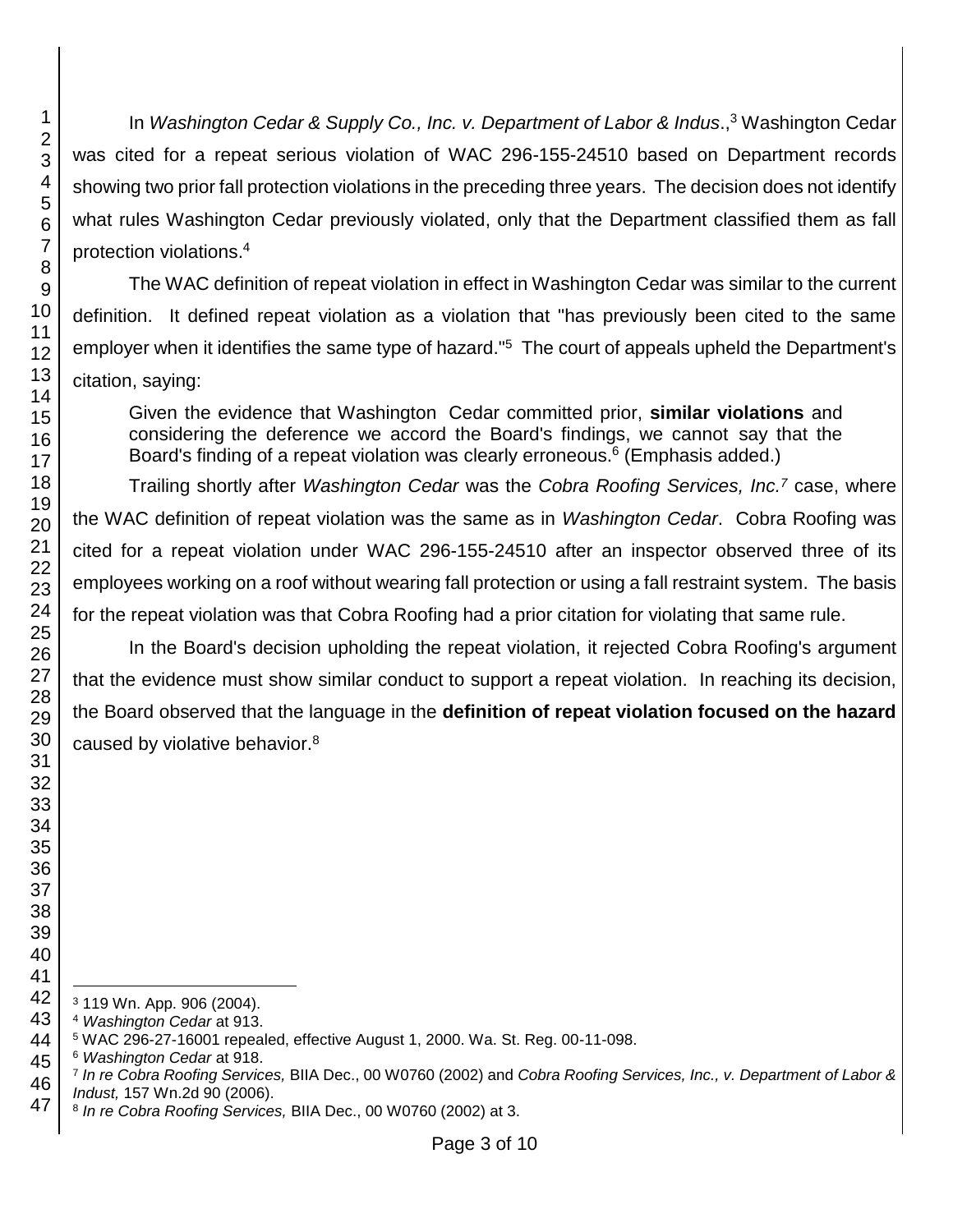In *Washington Cedar & Supply Co., Inc. v. Department of Labor & Indus*.,[3] Washington Cedar was cited for a repeat serious violation of WAC 296-155-24510 based on Department records showing two prior fall protection violations in the preceding three years. The decision does not identify what rules Washington Cedar previously violated, only that the Department classified them as fall protection violations.[4]

The WAC definition of repeat violation in effect in Washington Cedar was similar to the current definition. It defined repeat violation as a violation that "has previously been cited to the same employer when it identifies the same type of hazard."[5] The court of appeals upheld the Department's citation, saying:

> Given the evidence that Washington Cedar committed prior, **similar violations** and considering the deference we accord the Board's findings, we cannot say that the Board's finding of a repeat violation was clearly erroneous.[6] (Emphasis added.)

Trailing shortly after *Washington Cedar* was the *Cobra Roofing Services, Inc.*[7] case, where the WAC definition of repeat violation was the same as in *Washington Cedar*. Cobra Roofing was cited for a repeat violation under WAC 296-155-24510 after an inspector observed three of its employees working on a roof without wearing fall protection or using a fall restraint system. The basis for the repeat violation was that Cobra Roofing had a prior citation for violating that same rule.

In the Board's decision upholding the repeat violation, it rejected Cobra Roofing's argument that the evidence must show similar conduct to support a repeat violation. In reaching its decision, the Board observed that the language in the **definition of repeat violation focused on the hazard** caused by violative behavior.[8]

---

[3] 119 Wn. App. 906 (2004).

[4] *Washington Cedar* at 913.

[5] WAC 296-27-16001 repealed, effective August 1, 2000. Wa. St. Reg. 00-11-098.

[6] *Washington Cedar* at 918.

[7] *In re Cobra Roofing Services,* BIIA Dec., 00 W0760 (2002) and *Cobra Roofing Services, Inc., v. Department of Labor & Indust,* 157 Wn.2d 90 (2006).

[8] *In re Cobra Roofing Services,* BIIA Dec., 00 W0760 (2002) at 3.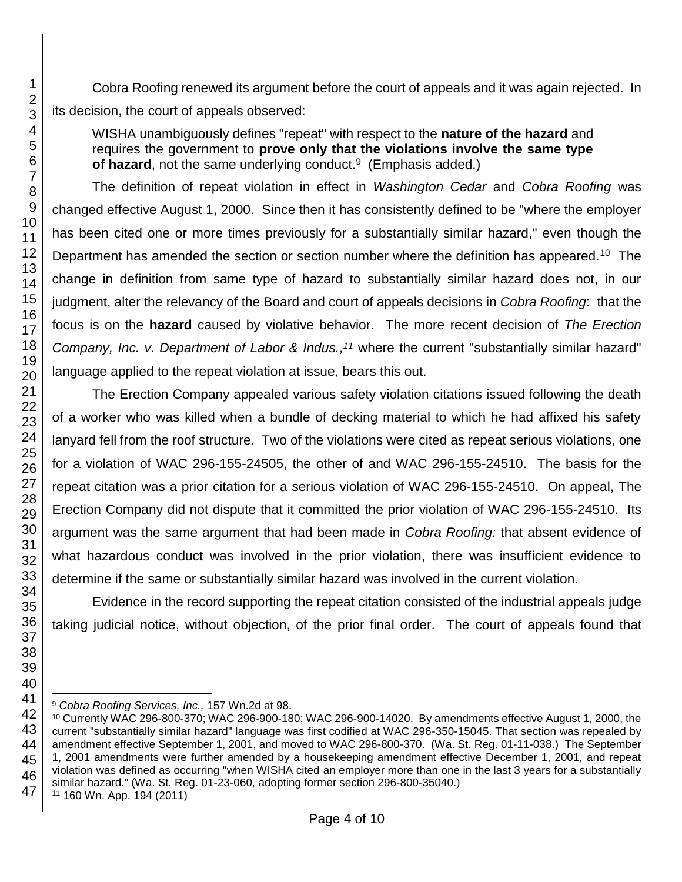Cobra Roofing renewed its argument before the court of appeals and it was again rejected. In its decision, the court of appeals observed:

> WISHA unambiguously defines "repeat" with respect to the **nature of the hazard** and requires the government to **prove only that the violations involve the same type of hazard**, not the same underlying conduct.[9] (Emphasis added.)

The definition of repeat violation in effect in *Washington Cedar* and *Cobra Roofing* was changed effective August 1, 2000. Since then it has consistently defined to be "where the employer has been cited one or more times previously for a substantially similar hazard," even though the Department has amended the section or section number where the definition has appeared.[10] The change in definition from same type of hazard to substantially similar hazard does not, in our judgment, alter the relevancy of the Board and court of appeals decisions in *Cobra Roofing*: that the focus is on the **hazard** caused by violative behavior. The more recent decision of *The Erection Company, Inc. v. Department of Labor & Indus.,*[11] where the current "substantially similar hazard" language applied to the repeat violation at issue, bears this out.

The Erection Company appealed various safety violation citations issued following the death of a worker who was killed when a bundle of decking material to which he had affixed his safety lanyard fell from the roof structure. Two of the violations were cited as repeat serious violations, one for a violation of WAC 296-155-24505, the other of and WAC 296-155-24510. The basis for the repeat citation was a prior citation for a serious violation of WAC 296-155-24510. On appeal, The Erection Company did not dispute that it committed the prior violation of WAC 296-155-24510. Its argument was the same argument that had been made in *Cobra Roofing:* that absent evidence of what hazardous conduct was involved in the prior violation, there was insufficient evidence to determine if the same or substantially similar hazard was involved in the current violation.

Evidence in the record supporting the repeat citation consisted of the industrial appeals judge taking judicial notice, without objection, of the prior final order. The court of appeals found that

---

[9] *Cobra Roofing Services, Inc.,* 157 Wn.2d at 98.

[10] Currently WAC 296-800-370; WAC 296-900-180; WAC 296-900-14020. By amendments effective August 1, 2000, the current "substantially similar hazard" language was first codified at WAC 296-350-15045. That section was repealed by amendment effective September 1, 2001, and moved to WAC 296-800-370. (Wa. St. Reg. 01-11-038.) The September 1, 2001 amendments were further amended by a housekeeping amendment effective December 1, 2001, and repeat violation was defined as occurring "when WISHA cited an employer more than one in the last 3 years for a substantially similar hazard." (Wa. St. Reg. 01-23-060, adopting former section 296-800-35040.)

[11] 160 Wn. App. 194 (2011)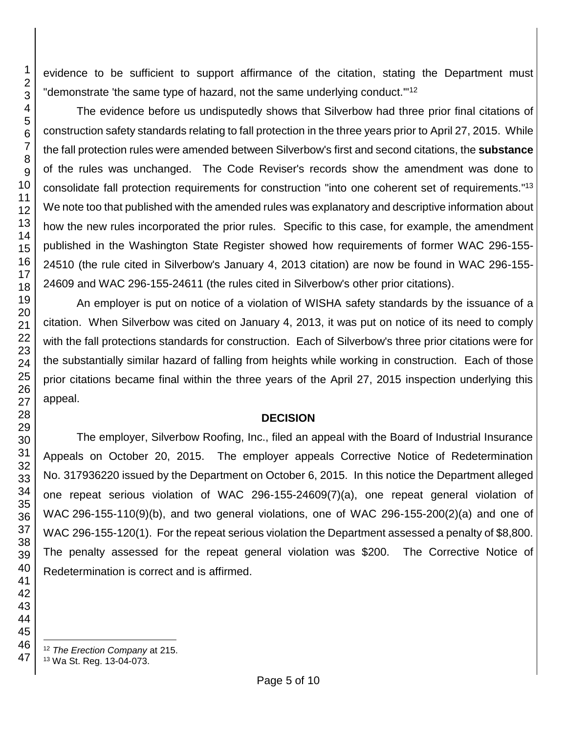evidence to be sufficient to support affirmance of the citation, stating the Department must "demonstrate 'the same type of hazard, not the same underlying conduct.'"[12]

The evidence before us undisputedly shows that Silverbow had three prior final citations of construction safety standards relating to fall protection in the three years prior to April 27, 2015. While the fall protection rules were amended between Silverbow's first and second citations, the **substance** of the rules was unchanged. The Code Reviser's records show the amendment was done to consolidate fall protection requirements for construction "into one coherent set of requirements."[13] We note too that published with the amended rules was explanatory and descriptive information about how the new rules incorporated the prior rules. Specific to this case, for example, the amendment published in the Washington State Register showed how requirements of former WAC 296-155-24510 (the rule cited in Silverbow's January 4, 2013 citation) are now be found in WAC 296-155-24609 and WAC 296-155-24611 (the rules cited in Silverbow's other prior citations).

An employer is put on notice of a violation of WISHA safety standards by the issuance of a citation. When Silverbow was cited on January 4, 2013, it was put on notice of its need to comply with the fall protections standards for construction. Each of Silverbow's three prior citations were for the substantially similar hazard of falling from heights while working in construction. Each of those prior citations became final within the three years of the April 27, 2015 inspection underlying this appeal.

## DECISION

The employer, Silverbow Roofing, Inc., filed an appeal with the Board of Industrial Insurance Appeals on October 20, 2015. The employer appeals Corrective Notice of Redetermination No. 317936220 issued by the Department on October 6, 2015. In this notice the Department alleged one repeat serious violation of WAC 296-155-24609(7)(a), one repeat general violation of WAC 296-155-110(9)(b), and two general violations, one of WAC 296-155-200(2)(a) and one of WAC 296-155-120(1). For the repeat serious violation the Department assessed a penalty of $8,800. The penalty assessed for the repeat general violation was $200. The Corrective Notice of Redetermination is correct and is affirmed.

---

[12] *The Erection Company* at 215.

[13] Wa St. Reg. 13-04-073.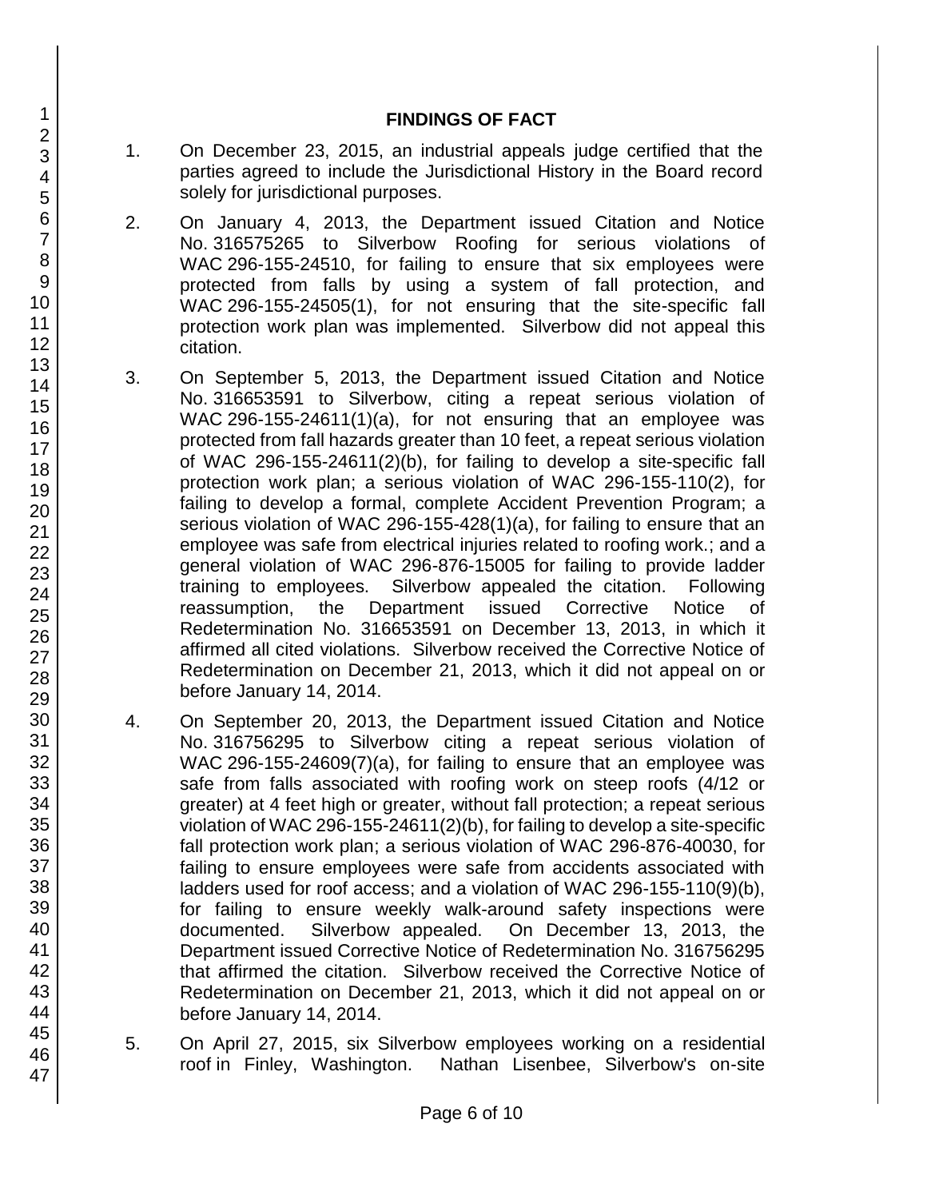## FINDINGS OF FACT

1. On December 23, 2015, an industrial appeals judge certified that the parties agreed to include the Jurisdictional History in the Board record solely for jurisdictional purposes.

2. On January 4, 2013, the Department issued Citation and Notice No. 316575265 to Silverbow Roofing for serious violations of WAC 296-155-24510, for failing to ensure that six employees were protected from falls by using a system of fall protection, and WAC 296-155-24505(1), for not ensuring that the site-specific fall protection work plan was implemented. Silverbow did not appeal this citation.

3. On September 5, 2013, the Department issued Citation and Notice No. 316653591 to Silverbow, citing a repeat serious violation of WAC 296-155-24611(1)(a), for not ensuring that an employee was protected from fall hazards greater than 10 feet, a repeat serious violation of WAC 296-155-24611(2)(b), for failing to develop a site-specific fall protection work plan; a serious violation of WAC 296-155-110(2), for failing to develop a formal, complete Accident Prevention Program; a serious violation of WAC 296-155-428(1)(a), for failing to ensure that an employee was safe from electrical injuries related to roofing work.; and a general violation of WAC 296-876-15005 for failing to provide ladder training to employees. Silverbow appealed the citation. Following reassumption, the Department issued Corrective Notice of Redetermination No. 316653591 on December 13, 2013, in which it affirmed all cited violations. Silverbow received the Corrective Notice of Redetermination on December 21, 2013, which it did not appeal on or before January 14, 2014.

4. On September 20, 2013, the Department issued Citation and Notice No. 316756295 to Silverbow citing a repeat serious violation of WAC 296-155-24609(7)(a), for failing to ensure that an employee was safe from falls associated with roofing work on steep roofs (4/12 or greater) at 4 feet high or greater, without fall protection; a repeat serious violation of WAC 296-155-24611(2)(b), for failing to develop a site-specific fall protection work plan; a serious violation of WAC 296-876-40030, for failing to ensure employees were safe from accidents associated with ladders used for roof access; and a violation of WAC 296-155-110(9)(b), for failing to ensure weekly walk-around safety inspections were documented. Silverbow appealed. On December 13, 2013, the Department issued Corrective Notice of Redetermination No. 316756295 that affirmed the citation. Silverbow received the Corrective Notice of Redetermination on December 21, 2013, which it did not appeal on or before January 14, 2014.

5. On April 27, 2015, six Silverbow employees working on a residential roof in Finley, Washington. Nathan Lisenbee, Silverbow's on-site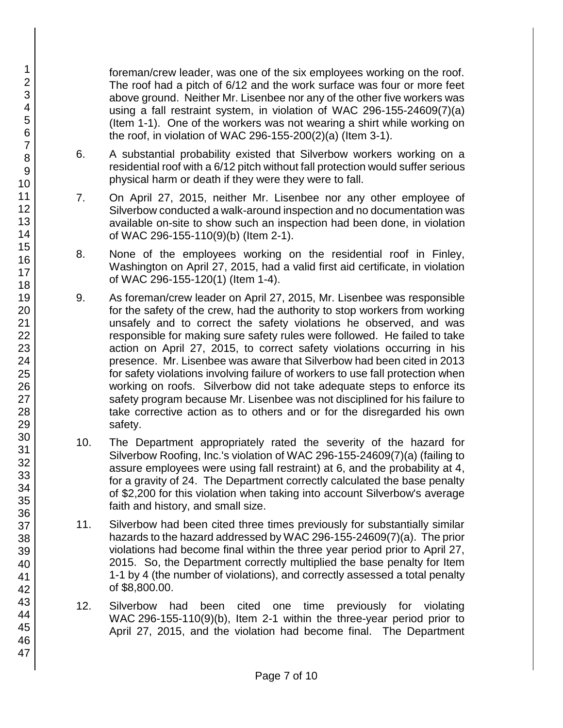foreman/crew leader, was one of the six employees working on the roof. The roof had a pitch of 6/12 and the work surface was four or more feet above ground. Neither Mr. Lisenbee nor any of the other five workers was using a fall restraint system, in violation of WAC 296-155-24609(7)(a) (Item 1-1). One of the workers was not wearing a shirt while working on the roof, in violation of WAC 296-155-200(2)(a) (Item 3-1).

6. A substantial probability existed that Silverbow workers working on a residential roof with a 6/12 pitch without fall protection would suffer serious physical harm or death if they were they were to fall.

7. On April 27, 2015, neither Mr. Lisenbee nor any other employee of Silverbow conducted a walk-around inspection and no documentation was available on-site to show such an inspection had been done, in violation of WAC 296-155-110(9)(b) (Item 2-1).

8. None of the employees working on the residential roof in Finley, Washington on April 27, 2015, had a valid first aid certificate, in violation of WAC 296-155-120(1) (Item 1-4).

9. As foreman/crew leader on April 27, 2015, Mr. Lisenbee was responsible for the safety of the crew, had the authority to stop workers from working unsafely and to correct the safety violations he observed, and was responsible for making sure safety rules were followed. He failed to take action on April 27, 2015, to correct safety violations occurring in his presence. Mr. Lisenbee was aware that Silverbow had been cited in 2013 for safety violations involving failure of workers to use fall protection when working on roofs. Silverbow did not take adequate steps to enforce its safety program because Mr. Lisenbee was not disciplined for his failure to take corrective action as to others and or for the disregarded his own safety.

10. The Department appropriately rated the severity of the hazard for Silverbow Roofing, Inc.'s violation of WAC 296-155-24609(7)(a) (failing to assure employees were using fall restraint) at 6, and the probability at 4, for a gravity of 24. The Department correctly calculated the base penalty of $2,200 for this violation when taking into account Silverbow's average faith and history, and small size.

11. Silverbow had been cited three times previously for substantially similar hazards to the hazard addressed by WAC 296-155-24609(7)(a). The prior violations had become final within the three year period prior to April 27, 2015. So, the Department correctly multiplied the base penalty for Item 1-1 by 4 (the number of violations), and correctly assessed a total penalty of $8,800.00.

12. Silverbow had been cited one time previously for violating WAC 296-155-110(9)(b), Item 2-1 within the three-year period prior to April 27, 2015, and the violation had become final. The Department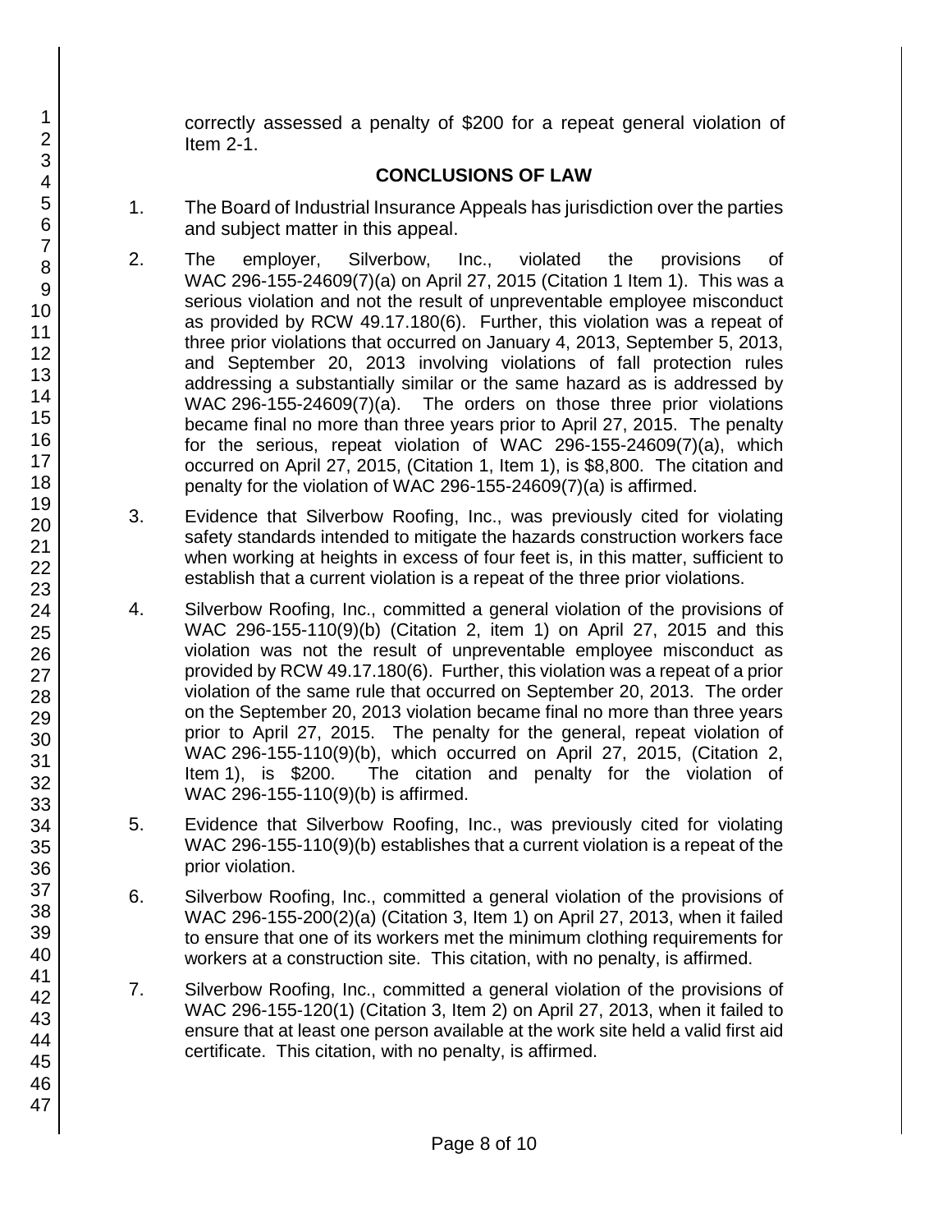correctly assessed a penalty of $200 for a repeat general violation of Item 2-1.

## CONCLUSIONS OF LAW

1. The Board of Industrial Insurance Appeals has jurisdiction over the parties and subject matter in this appeal.

2. The employer, Silverbow, Inc., violated the provisions of WAC 296-155-24609(7)(a) on April 27, 2015 (Citation 1 Item 1). This was a serious violation and not the result of unpreventable employee misconduct as provided by RCW 49.17.180(6). Further, this violation was a repeat of three prior violations that occurred on January 4, 2013, September 5, 2013, and September 20, 2013 involving violations of fall protection rules addressing a substantially similar or the same hazard as is addressed by WAC 296-155-24609(7)(a). The orders on those three prior violations became final no more than three years prior to April 27, 2015. The penalty for the serious, repeat violation of WAC 296-155-24609(7)(a), which occurred on April 27, 2015, (Citation 1, Item 1), is $8,800. The citation and penalty for the violation of WAC 296-155-24609(7)(a) is affirmed.

3. Evidence that Silverbow Roofing, Inc., was previously cited for violating safety standards intended to mitigate the hazards construction workers face when working at heights in excess of four feet is, in this matter, sufficient to establish that a current violation is a repeat of the three prior violations.

4. Silverbow Roofing, Inc., committed a general violation of the provisions of WAC 296-155-110(9)(b) (Citation 2, item 1) on April 27, 2015 and this violation was not the result of unpreventable employee misconduct as provided by RCW 49.17.180(6). Further, this violation was a repeat of a prior violation of the same rule that occurred on September 20, 2013. The order on the September 20, 2013 violation became final no more than three years prior to April 27, 2015. The penalty for the general, repeat violation of WAC 296-155-110(9)(b), which occurred on April 27, 2015, (Citation 2, Item 1), is $200. The citation and penalty for the violation of WAC 296-155-110(9)(b) is affirmed.

5. Evidence that Silverbow Roofing, Inc., was previously cited for violating WAC 296-155-110(9)(b) establishes that a current violation is a repeat of the prior violation.

6. Silverbow Roofing, Inc., committed a general violation of the provisions of WAC 296-155-200(2)(a) (Citation 3, Item 1) on April 27, 2013, when it failed to ensure that one of its workers met the minimum clothing requirements for workers at a construction site. This citation, with no penalty, is affirmed.

7. Silverbow Roofing, Inc., committed a general violation of the provisions of WAC 296-155-120(1) (Citation 3, Item 2) on April 27, 2013, when it failed to ensure that at least one person available at the work site held a valid first aid certificate. This citation, with no penalty, is affirmed.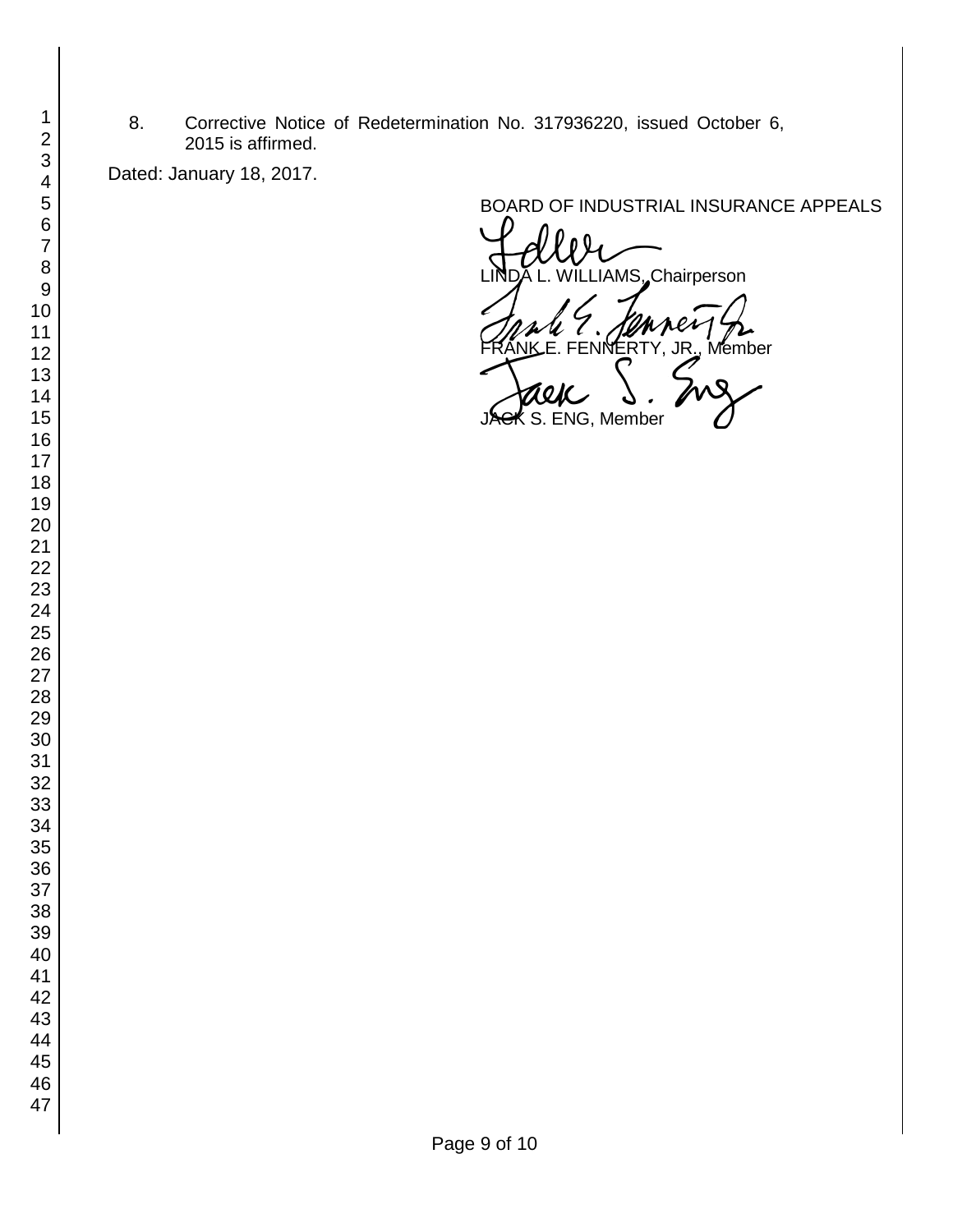8. Corrective Notice of Redetermination No. 317936220, issued October 6, 2015 is affirmed.

Dated: January 18, 2017.

BOARD OF INDUSTRIAL INSURANCE APPEALS

LINDA L. WILLIAMS, Chairperson

FRANK E. FENNERTY, JR., Member

JACK S. ENG, Member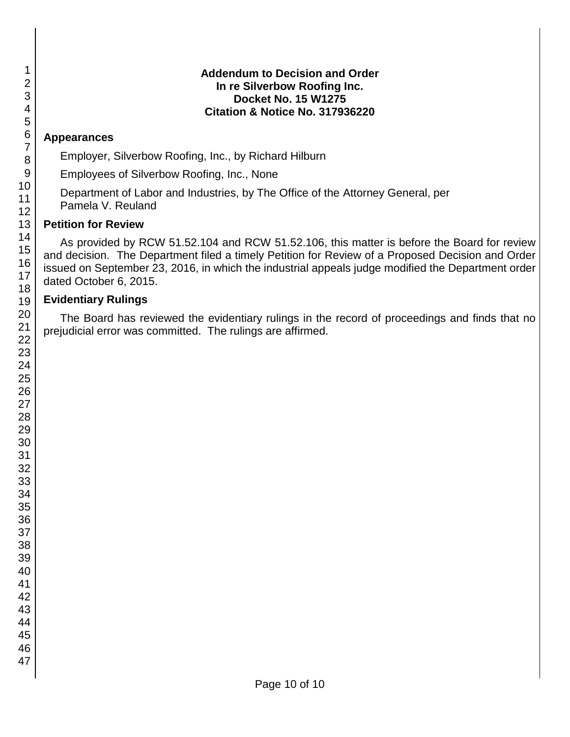**Addendum to Decision and Order**
**In re Silverbow Roofing Inc.**
**Docket No. 15 W1275**
**Citation & Notice No. 317936220**

## Appearances

Employer, Silverbow Roofing, Inc., by Richard Hilburn

Employees of Silverbow Roofing, Inc., None

Department of Labor and Industries, by The Office of the Attorney General, per Pamela V. Reuland

## Petition for Review

As provided by RCW 51.52.104 and RCW 51.52.106, this matter is before the Board for review and decision. The Department filed a timely Petition for Review of a Proposed Decision and Order issued on September 23, 2016, in which the industrial appeals judge modified the Department order dated October 6, 2015.

## Evidentiary Rulings

The Board has reviewed the evidentiary rulings in the record of proceedings and finds that no prejudicial error was committed. The rulings are affirmed.